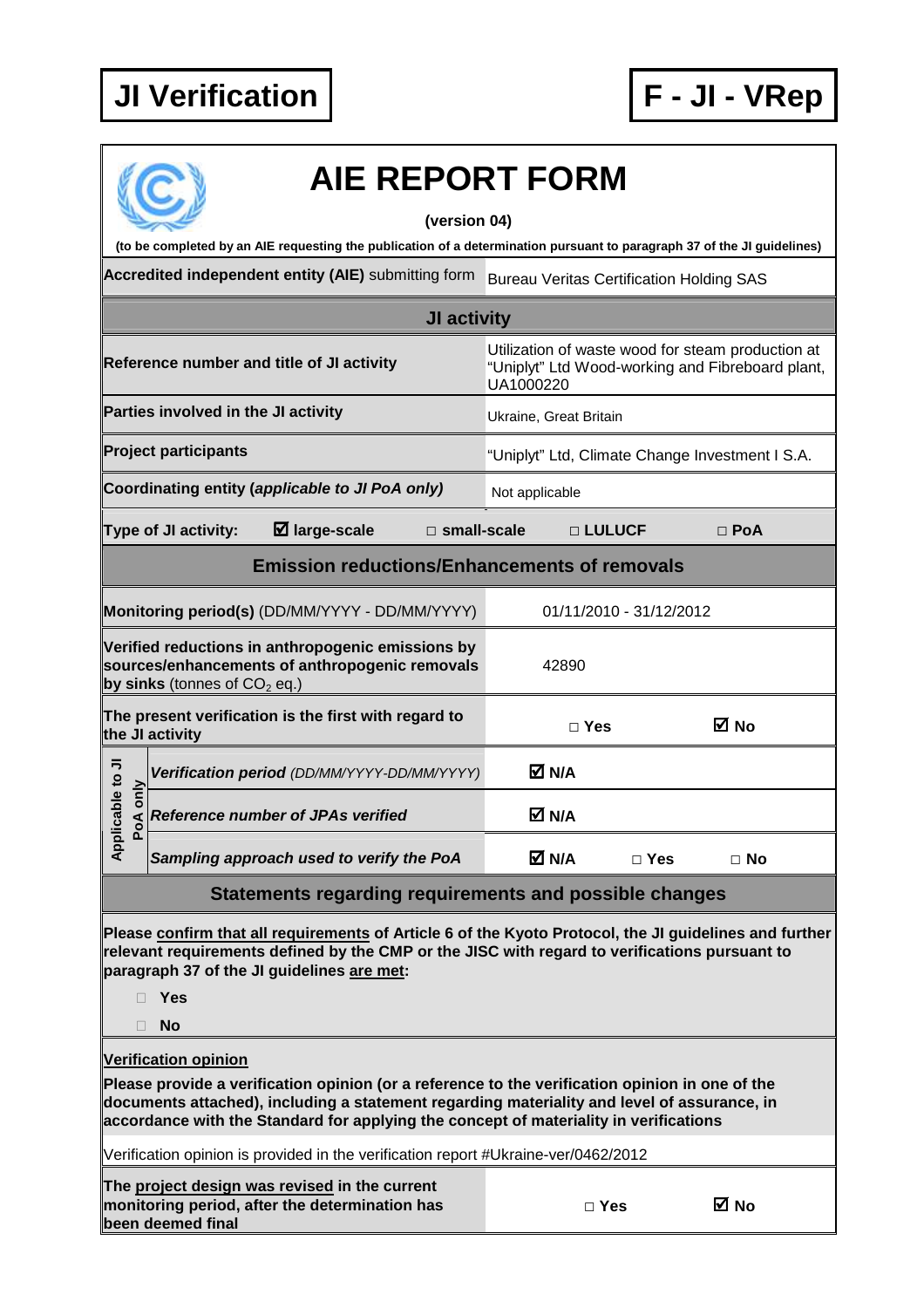**JI Verification**

**F - JI - VRep**

# AIE REPORT FORM

**(version 04)**

**(to be completed by an AIE requesting the publication of a determination pursuant to paragraph 37 of the JI guidelines)**

| **Accredited independent entity (AIE)** submitting form | Bureau Veritas Certification Holding SAS | |
|---|---|---|
| **JI activity** | | |
| **Reference number and title of JI activity** | Utilization of waste wood for steam production at "Uniplyt" Ltd Wood-working and Fibreboard plant, UA1000220 | |
| **Parties involved in the JI activity** | Ukraine, Great Britain | |
| **Project participants** | "Uniplyt" Ltd, Climate Change Investment I S.A. | |
| **Coordinating entity (*applicable to JI PoA only*)** | Not applicable | |
| **Type of JI activity:** ☑ **large-scale** □ **small-scale** | □ **LULUCF** | □ **PoA** |
| **Emission reductions/Enhancements of removals** | | |
| **Monitoring period(s)** (DD/MM/YYYY - DD/MM/YYYY) | 01/11/2010 - 31/12/2012 | |
| **Verified reductions in anthropogenic emissions by sources/enhancements of anthropogenic removals by sinks** (tonnes of $CO_2$ eq.) | 42890 | |
| **The present verification is the first with regard to the JI activity** | □ Yes | ☑ No |
| *Applicable to JI PoA only* — ***Verification period** (DD/MM/YYYY-DD/MM/YYYY)* | ☑ N/A | |
| *Applicable to JI PoA only* — ***Reference number of JPAs verified*** | ☑ N/A | |
| *Applicable to JI PoA only* — ***Sampling approach used to verify the PoA*** | ☑ N/A | □ Yes □ No |

## Statements regarding requirements and possible changes

**Please confirm that all requirements of Article 6 of the Kyoto Protocol, the JI guidelines and further relevant requirements defined by the CMP or the JISC with regard to verifications pursuant to paragraph 37 of the JI guidelines are met:**

- □ **Yes**
- □ **No**

**Verification opinion**

**Please provide a verification opinion (or a reference to the verification opinion in one of the documents attached), including a statement regarding materiality and level of assurance, in accordance with the Standard for applying the concept of materiality in verifications**

Verification opinion is provided in the verification report #Ukraine-ver/0462/2012

| **The project design was revised in the current monitoring period, after the determination has been deemed final** | □ Yes | ☑ No |
|---|---|---|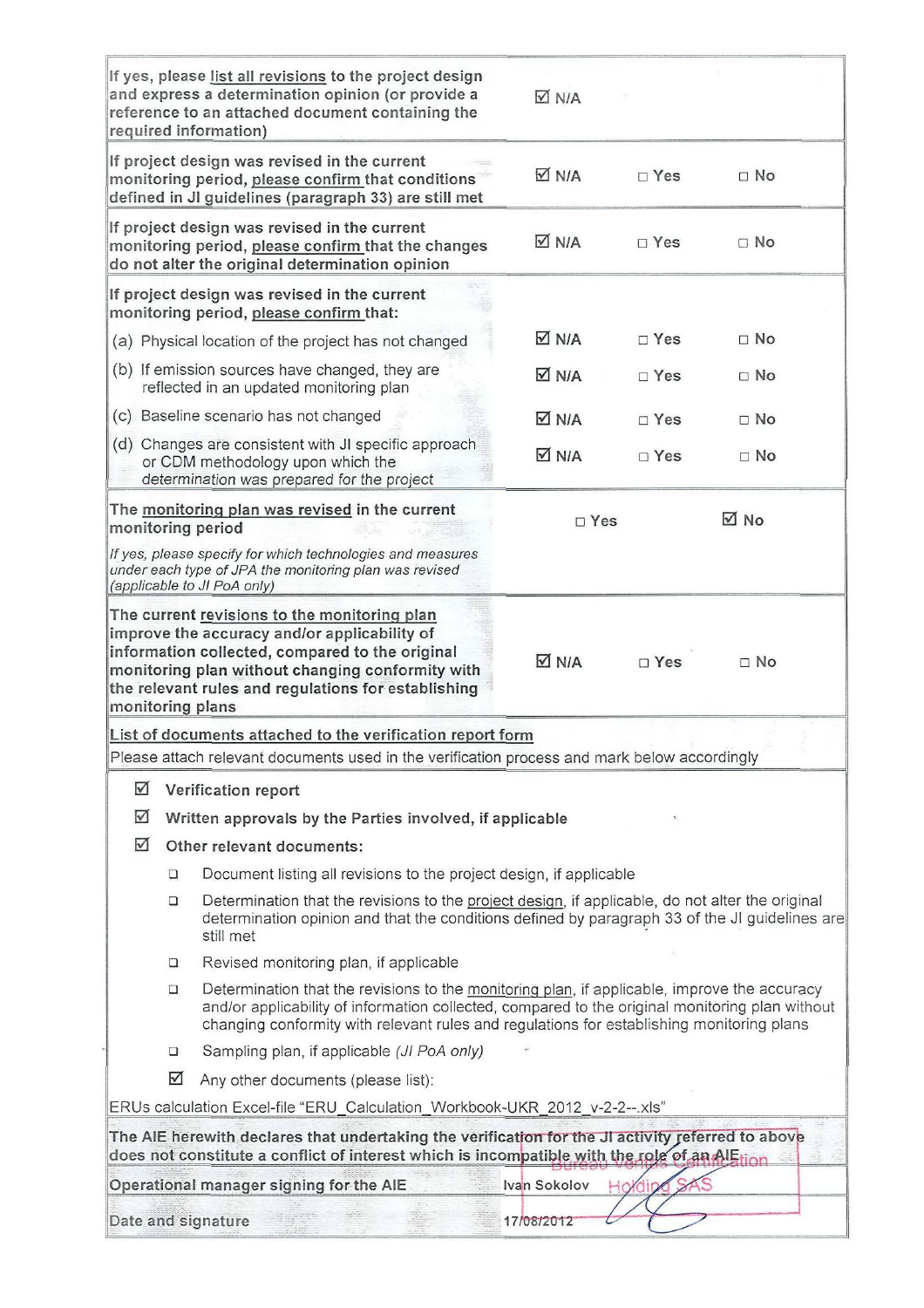| | | | |
|---|---|---|---|
| If yes, please list all revisions to the project design and express a determination opinion (or provide a reference to an attached document containing the required information) | ☑ N/A | | |
| If project design was revised in the current monitoring period, please confirm that conditions defined in JI guidelines (paragraph 33) are still met | ☑ N/A | □ Yes | □ No |
| If project design was revised in the current monitoring period, please confirm that the changes do not alter the original determination opinion | ☑ N/A | □ Yes | □ No |
| If project design was revised in the current monitoring period, please confirm that: | | | |
| (a) Physical location of the project has not changed | ☑ N/A | □ Yes | □ No |
| (b) If emission sources have changed, they are reflected in an updated monitoring plan | ☑ N/A | □ Yes | □ No |
| (c) Baseline scenario has not changed | ☑ N/A | □ Yes | □ No |
| (d) Changes are consistent with JI specific approach or CDM methodology upon which the determination was prepared for the project | ☑ N/A | □ Yes | □ No |
| The monitoring plan was revised in the current monitoring period<br>*If yes, please specify for which technologies and measures under each type of JPA the monitoring plan was revised (applicable to JI PoA only)* | | □ Yes | ☑ No |
| The current revisions to the monitoring plan improve the accuracy and/or applicability of information collected, compared to the original monitoring plan without changing conformity with the relevant rules and regulations for establishing monitoring plans | ☑ N/A | □ Yes | □ No |

**List of documents attached to the verification report form**

Please attach relevant documents used in the verification process and mark below accordingly

- ☑ **Verification report**
- ☑ **Written approvals by the Parties involved, if applicable**
- ☑ **Other relevant documents:**
  - □ Document listing all revisions to the project design, if applicable
  - □ Determination that the revisions to the project design, if applicable, do not alter the original determination opinion and that the conditions defined by paragraph 33 of the JI guidelines are still met
  - □ Revised monitoring plan, if applicable
  - □ Determination that the revisions to the monitoring plan, if applicable, improve the accuracy and/or applicability of information collected, compared to the original monitoring plan without changing conformity with relevant rules and regulations for establishing monitoring plans
  - □ Sampling plan, if applicable *(JI PoA only)*
  - ☑ Any other documents (please list):

ERUs calculation Excel-file "ERU_Calculation_Workbook-UKR_2012_v-2-2--.xls"

| | |
|---|---|
| The AIE herewith declares that undertaking the verification for the JI activity referred to above does not constitute a conflict of interest which is incompatible with the role of an AIE | |
| Operational manager signing for the AIE | Ivan Sokolov |
| Date and signature | 17/08/2012 |

Bureau Veritas Certification Holding SAS